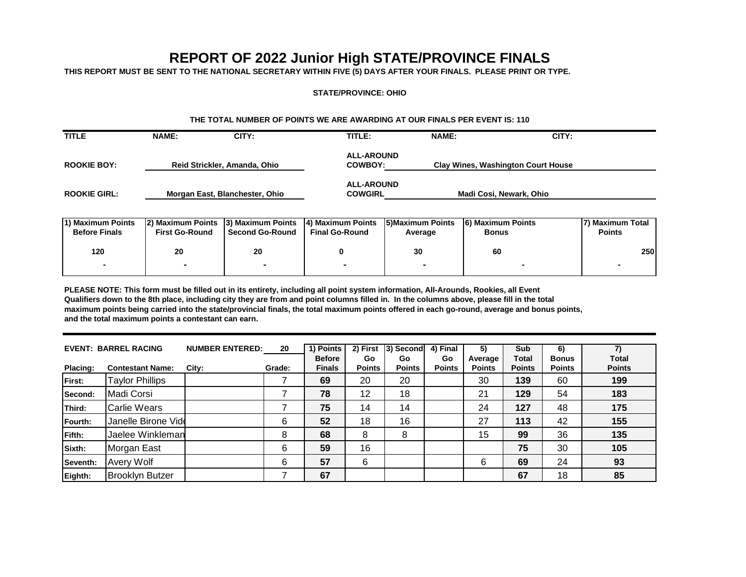# REPORT OF 2022 Junior High STATE/PROVINCE FINALS

**THIS REPORT MUST BE SENT TO THE NATIONAL SECRETARY WITHIN FIVE (5) DAYS AFTER YOUR FINALS. PLEASE PRINT OR TYPE.**

**STATE/PROVINCE: OHIO**

**THE TOTAL NUMBER OF POINTS WE ARE AWARDING AT OUR FINALS PER EVENT IS: 110**

| TITLE | NAME: CITY: | TITLE: | NAME: CITY: |
|---|---|---|---|
| ROOKIE BOY: | Reid Strickler, Amanda, Ohio | ALL-AROUND COWBOY: | Clay Wines, Washington Court House |
| ROOKIE GIRL: | Morgan East, Blanchester, Ohio | ALL-AROUND COWGIRL | Madi Cosi, Newark, Ohio |

| 1) Maximum Points Before Finals | 2) Maximum Points First Go-Round | 3) Maximum Points Second Go-Round | 4) Maximum Points Final Go-Round | 5)Maximum Points Average | 6) Maximum Points Bonus | 7) Maximum Total Points |
|---|---|---|---|---|---|---|
| 120 | 20 | 20 | 0 | 30 | 60 | 250 |
| - | - | - | - | - | - | - |

**PLEASE NOTE: This form must be filled out in its entirety, including all point system information, All-Arounds, Rookies, all Event Qualifiers down to the 8th place, including city they are from and point columns filled in. In the columns above, please fill in the total maximum points being carried into the state/provincial finals, the total maximum points offered in each go-round, average and bonus points, and the total maximum points a contestant can earn.**

| EVENT: BARREL RACING | | NUMBER ENTERED: | 20 | 1) Points | 2) First | 3) Second | 4) Final | 5) | Sub | 6) | 7) |
|---|---|---|---|---|---|---|---|---|---|---|---|
| Placing: | Contestant Name: | City: | Grade: | Before Finals | Go Points | Go Points | Go Points | Average Points | Total Points | Bonus Points | Total Points |
| First: | Taylor Phillips | | 7 | 69 | 20 | 20 | | 30 | 139 | 60 | 199 |
| Second: | Madi Corsi | | 7 | 78 | 12 | 18 | | 21 | 129 | 54 | 183 |
| Third: | Carlie Wears | | 7 | 75 | 14 | 14 | | 24 | 127 | 48 | 175 |
| Fourth: | Janelle Birone Vid | | 6 | 52 | 18 | 16 | | 27 | 113 | 42 | 155 |
| Fifth: | Jaelee Winkleman | | 8 | 68 | 8 | 8 | | 15 | 99 | 36 | 135 |
| Sixth: | Morgan East | | 6 | 59 | 16 | | | | 75 | 30 | 105 |
| Seventh: | Avery Wolf | | 6 | 57 | 6 | | | 6 | 69 | 24 | 93 |
| Eighth: | Brooklyn Butzer | | 7 | 67 | | | | | 67 | 18 | 85 |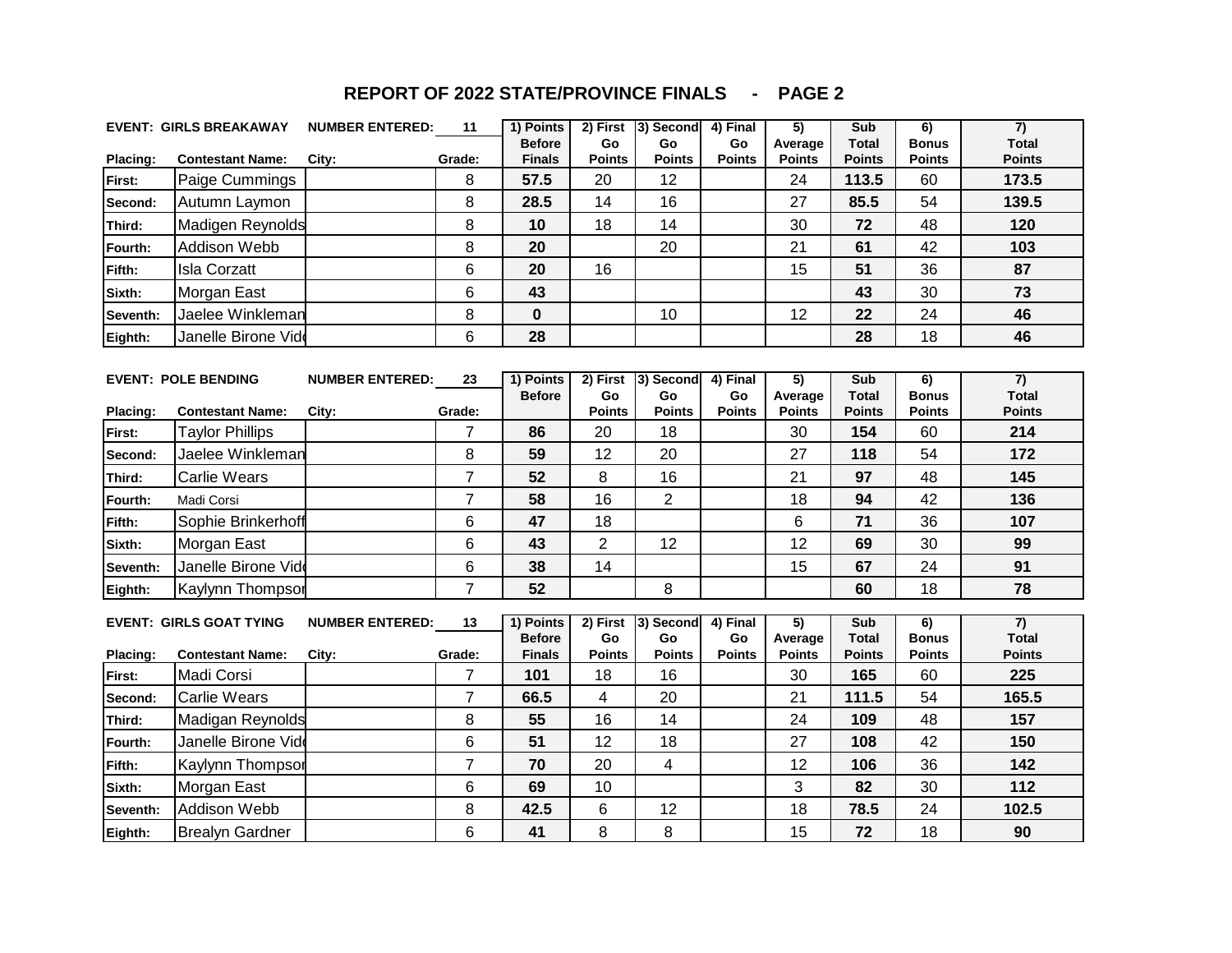# REPORT OF 2022 STATE/PROVINCE FINALS - PAGE 2

| EVENT: GIRLS BREAKAWAY | | NUMBER ENTERED: | 11 | 1) Points Before Finals | 2) First Go Points | 3) Second Go Points | 4) Final Go Points | 5) Average Points | Sub Total Points | 6) Bonus Points | 7) Total Points |
|---|---|---|---|---|---|---|---|---|---|---|---|
| **Placing:** | **Contestant Name:** | **City:** | **Grade:** | | | | | | | | |
| First: | Paige Cummings | | 8 | **57.5** | 20 | 12 | | 24 | **113.5** | 60 | **173.5** |
| Second: | Autumn Laymon | | 8 | **28.5** | 14 | 16 | | 27 | **85.5** | 54 | **139.5** |
| Third: | Madigen Reynolds | | 8 | **10** | 18 | 14 | | 30 | **72** | 48 | **120** |
| Fourth: | Addison Webb | | 8 | **20** | | 20 | | 21 | **61** | 42 | **103** |
| Fifth: | Isla Corzatt | | 6 | **20** | 16 | | | 15 | **51** | 36 | **87** |
| Sixth: | Morgan East | | 6 | **43** | | | | | **43** | 30 | **73** |
| Seventh: | Jaelee Winkleman | | 8 | **0** | | 10 | | 12 | **22** | 24 | **46** |
| Eighth: | Janelle Birone Vid | | 6 | **28** | | | | | **28** | 18 | **46** |

| EVENT: POLE BENDING | | NUMBER ENTERED: | 23 | 1) Points Before | 2) First Go Points | 3) Second Go Points | 4) Final Go Points | 5) Average Points | Sub Total Points | 6) Bonus Points | 7) Total Points |
|---|---|---|---|---|---|---|---|---|---|---|---|
| **Placing:** | **Contestant Name:** | **City:** | **Grade:** | | | | | | | | |
| First: | Taylor Phillips | | 7 | **86** | 20 | 18 | | 30 | **154** | 60 | **214** |
| Second: | Jaelee Winkleman | | 8 | **59** | 12 | 20 | | 27 | **118** | 54 | **172** |
| Third: | Carlie Wears | | 7 | **52** | 8 | 16 | | 21 | **97** | 48 | **145** |
| Fourth: | Madi Corsi | | 7 | **58** | 16 | 2 | | 18 | **94** | 42 | **136** |
| Fifth: | Sophie Brinkerhoff | | 6 | **47** | 18 | | | 6 | **71** | 36 | **107** |
| Sixth: | Morgan East | | 6 | **43** | 2 | 12 | | 12 | **69** | 30 | **99** |
| Seventh: | Janelle Birone Vid | | 6 | **38** | 14 | | | 15 | **67** | 24 | **91** |
| Eighth: | Kaylynn Thompson | | 7 | **52** | | 8 | | | **60** | 18 | **78** |

| EVENT: GIRLS GOAT TYING | | NUMBER ENTERED: | 13 | 1) Points Before Finals | 2) First Go Points | 3) Second Go Points | 4) Final Go Points | 5) Average Points | Sub Total Points | 6) Bonus Points | 7) Total Points |
|---|---|---|---|---|---|---|---|---|---|---|---|
| **Placing:** | **Contestant Name:** | **City:** | **Grade:** | | | | | | | | |
| First: | Madi Corsi | | 7 | **101** | 18 | 16 | | 30 | **165** | 60 | **225** |
| Second: | Carlie Wears | | 7 | **66.5** | 4 | 20 | | 21 | **111.5** | 54 | **165.5** |
| Third: | Madigan Reynolds | | 8 | **55** | 16 | 14 | | 24 | **109** | 48 | **157** |
| Fourth: | Janelle Birone Vid | | 6 | **51** | 12 | 18 | | 27 | **108** | 42 | **150** |
| Fifth: | Kaylynn Thompson | | 7 | **70** | 20 | 4 | | 12 | **106** | 36 | **142** |
| Sixth: | Morgan East | | 6 | **69** | 10 | | | 3 | **82** | 30 | **112** |
| Seventh: | Addison Webb | | 8 | **42.5** | 6 | 12 | | 18 | **78.5** | 24 | **102.5** |
| Eighth: | Brealyn Gardner | | 6 | **41** | 8 | 8 | | 15 | **72** | 18 | **90** |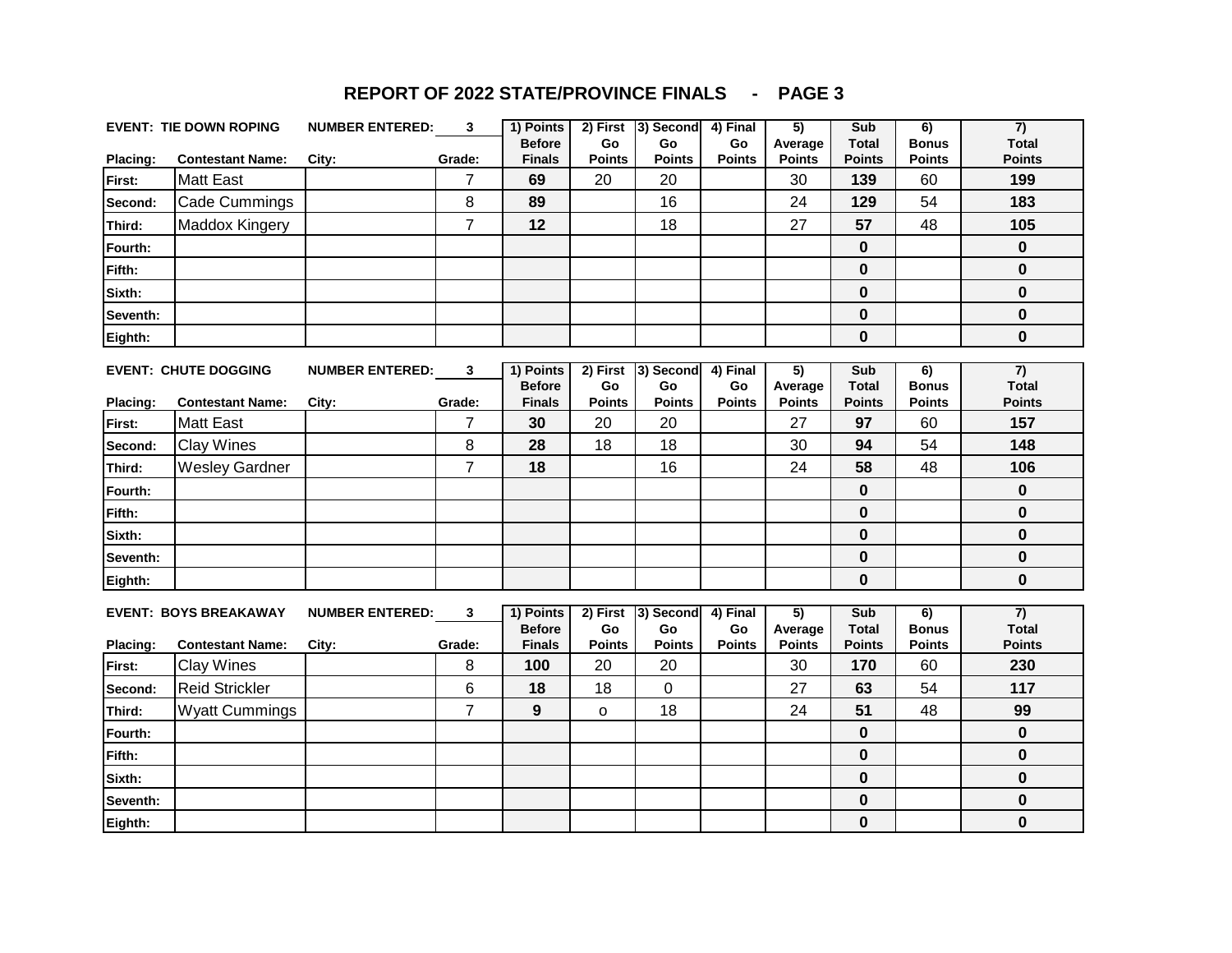# REPORT OF 2022 STATE/PROVINCE FINALS - PAGE 3

**EVENT: TIE DOWN ROPING** NUMBER ENTERED: 3

| Placing: | Contestant Name: | City: | Grade: | 1) Points Before Finals | 2) First Go Points | 3) Second Go Points | 4) Final Go Points | 5) Average Points | Sub Total Points | 6) Bonus Points | 7) Total Points |
|---|---|---|---|---|---|---|---|---|---|---|---|
| First: | Matt East | | 7 | 69 | 20 | 20 | | 30 | 139 | 60 | 199 |
| Second: | Cade Cummings | | 8 | 89 | | 16 | | 24 | 129 | 54 | 183 |
| Third: | Maddox Kingery | | 7 | 12 | | 18 | | 27 | 57 | 48 | 105 |
| Fourth: | | | | | | | | | 0 | | 0 |
| Fifth: | | | | | | | | | 0 | | 0 |
| Sixth: | | | | | | | | | 0 | | 0 |
| Seventh: | | | | | | | | | 0 | | 0 |
| Eighth: | | | | | | | | | 0 | | 0 |

**EVENT: CHUTE DOGGING** NUMBER ENTERED: 3

| Placing: | Contestant Name: | City: | Grade: | 1) Points Before Finals | 2) First Go Points | 3) Second Go Points | 4) Final Go Points | 5) Average Points | Sub Total Points | 6) Bonus Points | 7) Total Points |
|---|---|---|---|---|---|---|---|---|---|---|---|
| First: | Matt East | | 7 | 30 | 20 | 20 | | 27 | 97 | 60 | 157 |
| Second: | Clay Wines | | 8 | 28 | 18 | 18 | | 30 | 94 | 54 | 148 |
| Third: | Wesley Gardner | | 7 | 18 | | 16 | | 24 | 58 | 48 | 106 |
| Fourth: | | | | | | | | | 0 | | 0 |
| Fifth: | | | | | | | | | 0 | | 0 |
| Sixth: | | | | | | | | | 0 | | 0 |
| Seventh: | | | | | | | | | 0 | | 0 |
| Eighth: | | | | | | | | | 0 | | 0 |

**EVENT: BOYS BREAKAWAY** NUMBER ENTERED: 3

| Placing: | Contestant Name: | City: | Grade: | 1) Points Before Finals | 2) First Go Points | 3) Second Go Points | 4) Final Go Points | 5) Average Points | Sub Total Points | 6) Bonus Points | 7) Total Points |
|---|---|---|---|---|---|---|---|---|---|---|---|
| First: | Clay Wines | | 8 | 100 | 20 | 20 | | 30 | 170 | 60 | 230 |
| Second: | Reid Strickler | | 6 | 18 | 18 | 0 | | 27 | 63 | 54 | 117 |
| Third: | Wyatt Cummings | | 7 | 9 | o | 18 | | 24 | 51 | 48 | 99 |
| Fourth: | | | | | | | | | 0 | | 0 |
| Fifth: | | | | | | | | | 0 | | 0 |
| Sixth: | | | | | | | | | 0 | | 0 |
| Seventh: | | | | | | | | | 0 | | 0 |
| Eighth: | | | | | | | | | 0 | | 0 |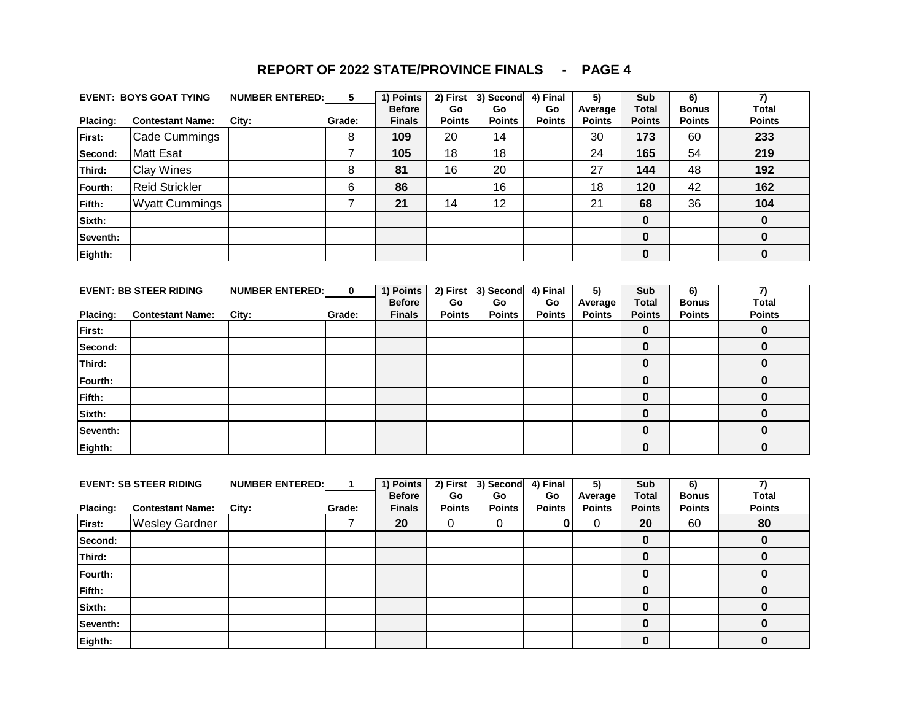# REPORT OF 2022 STATE/PROVINCE FINALS - PAGE 4

| EVENT: BOYS GOAT TYING | | NUMBER ENTERED: | 5 | 1) Points Before Finals | 2) First Go Points | 3) Second Go Points | 4) Final Go Points | 5) Average Points | Sub Total Points | 6) Bonus Points | 7) Total Points |
|---|---|---|---|---|---|---|---|---|---|---|---|
| **Placing:** | **Contestant Name:** | **City:** | **Grade:** | | | | | | | | |
| First: | Cade Cummings | | 8 | **109** | 20 | 14 | | 30 | **173** | 60 | **233** |
| Second: | Matt Esat | | 7 | **105** | 18 | 18 | | 24 | **165** | 54 | **219** |
| Third: | Clay Wines | | 8 | **81** | 16 | 20 | | 27 | **144** | 48 | **192** |
| Fourth: | Reid Strickler | | 6 | **86** | | 16 | | 18 | **120** | 42 | **162** |
| Fifth: | Wyatt Cummings | | 7 | **21** | 14 | 12 | | 21 | **68** | 36 | **104** |
| Sixth: | | | | | | | | | **0** | | **0** |
| Seventh: | | | | | | | | | **0** | | **0** |
| Eighth: | | | | | | | | | **0** | | **0** |

| EVENT: BB STEER RIDING | | NUMBER ENTERED: | 0 | 1) Points Before Finals | 2) First Go Points | 3) Second Go Points | 4) Final Go Points | 5) Average Points | Sub Total Points | 6) Bonus Points | 7) Total Points |
|---|---|---|---|---|---|---|---|---|---|---|---|
| **Placing:** | **Contestant Name:** | **City:** | **Grade:** | | | | | | | | |
| First: | | | | | | | | | **0** | | **0** |
| Second: | | | | | | | | | **0** | | **0** |
| Third: | | | | | | | | | **0** | | **0** |
| Fourth: | | | | | | | | | **0** | | **0** |
| Fifth: | | | | | | | | | **0** | | **0** |
| Sixth: | | | | | | | | | **0** | | **0** |
| Seventh: | | | | | | | | | **0** | | **0** |
| Eighth: | | | | | | | | | **0** | | **0** |

| EVENT: SB STEER RIDING | | NUMBER ENTERED: | 1 | 1) Points Before Finals | 2) First Go Points | 3) Second Go Points | 4) Final Go Points | 5) Average Points | Sub Total Points | 6) Bonus Points | 7) Total Points |
|---|---|---|---|---|---|---|---|---|---|---|---|
| **Placing:** | **Contestant Name:** | **City:** | **Grade:** | | | | | | | | |
| First: | Wesley Gardner | | 7 | **20** | 0 | 0 | **0** | 0 | **20** | 60 | **80** |
| Second: | | | | | | | | | **0** | | **0** |
| Third: | | | | | | | | | **0** | | **0** |
| Fourth: | | | | | | | | | **0** | | **0** |
| Fifth: | | | | | | | | | **0** | | **0** |
| Sixth: | | | | | | | | | **0** | | **0** |
| Seventh: | | | | | | | | | **0** | | **0** |
| Eighth: | | | | | | | | | **0** | | **0** |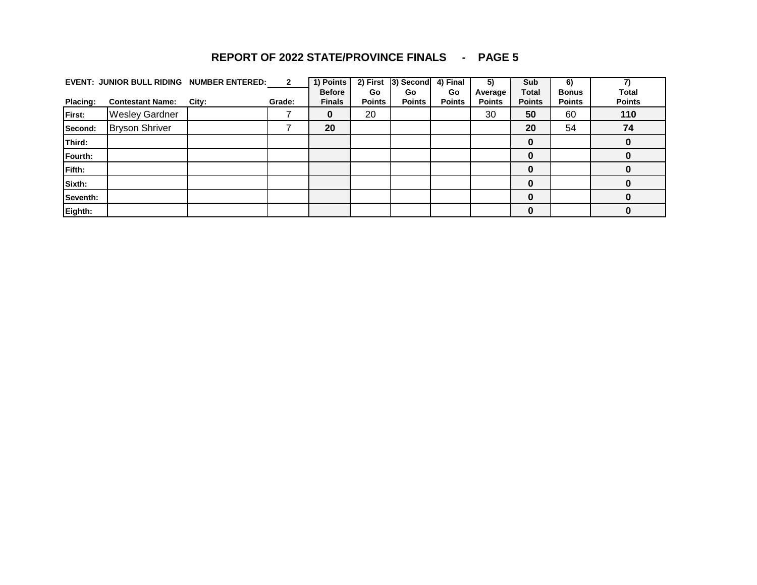## REPORT OF 2022 STATE/PROVINCE FINALS - PAGE 5

**EVENT: JUNIOR BULL RIDING** **NUMBER ENTERED: 2**

| Placing: | Contestant Name: | City: | Grade: | 1) Points Before Finals | 2) First Go Points | 3) Second Go Points | 4) Final Go Points | 5) Average Points | Sub Total Points | 6) Bonus Points | 7) Total Points |
|---|---|---|---|---|---|---|---|---|---|---|---|
| First: | Wesley Gardner | | 7 | 0 | 20 | | | 30 | 50 | 60 | 110 |
| Second: | Bryson Shriver | | 7 | 20 | | | | | 20 | 54 | 74 |
| Third: | | | | | | | | | 0 | | 0 |
| Fourth: | | | | | | | | | 0 | | 0 |
| Fifth: | | | | | | | | | 0 | | 0 |
| Sixth: | | | | | | | | | 0 | | 0 |
| Seventh: | | | | | | | | | 0 | | 0 |
| Eighth: | | | | | | | | | 0 | | 0 |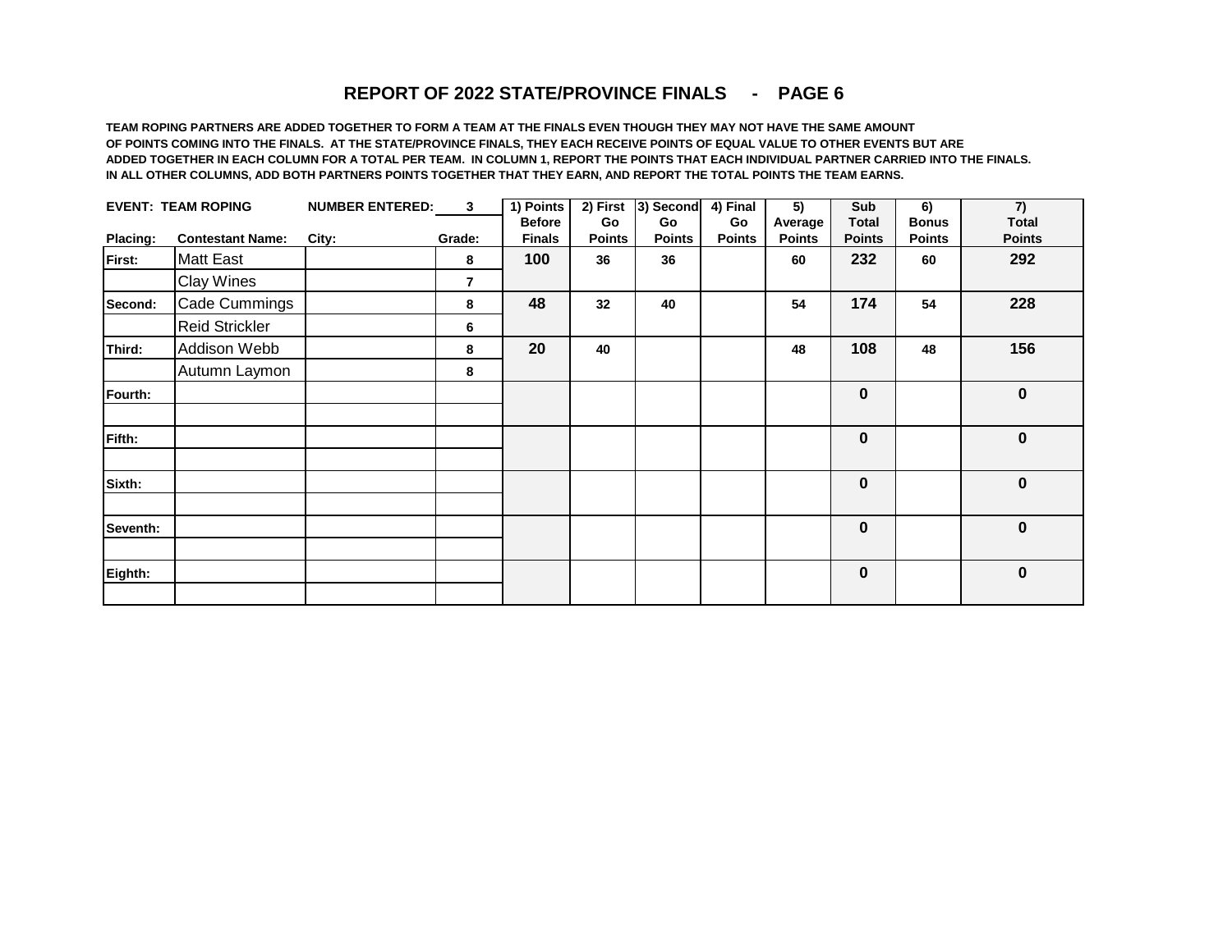## REPORT OF 2022 STATE/PROVINCE FINALS - PAGE 6

**TEAM ROPING PARTNERS ARE ADDED TOGETHER TO FORM A TEAM AT THE FINALS EVEN THOUGH THEY MAY NOT HAVE THE SAME AMOUNT OF POINTS COMING INTO THE FINALS. AT THE STATE/PROVINCE FINALS, THEY EACH RECEIVE POINTS OF EQUAL VALUE TO OTHER EVENTS BUT ARE ADDED TOGETHER IN EACH COLUMN FOR A TOTAL PER TEAM. IN COLUMN 1, REPORT THE POINTS THAT EACH INDIVIDUAL PARTNER CARRIED INTO THE FINALS. IN ALL OTHER COLUMNS, ADD BOTH PARTNERS POINTS TOGETHER THAT THEY EARN, AND REPORT THE TOTAL POINTS THE TEAM EARNS.**

**EVENT: TEAM ROPING** &nbsp;&nbsp;&nbsp; **NUMBER ENTERED: 3**

| Placing: | Contestant Name: | City: | Grade: | 1) Points Before Finals | 2) First Go Points | 3) Second Go Points | 4) Final Go Points | 5) Average Points | Sub Total Points | 6) Bonus Points | 7) Total Points |
|---|---|---|---|---|---|---|---|---|---|---|---|
| First: | Matt East | | 8 | 100 | 36 | 36 | | 60 | 232 | 60 | 292 |
| | Clay Wines | | 7 | | | | | | | | |
| Second: | Cade Cummings | | 8 | 48 | 32 | 40 | | 54 | 174 | 54 | 228 |
| | Reid Strickler | | 6 | | | | | | | | |
| Third: | Addison Webb | | 8 | 20 | 40 | | | 48 | 108 | 48 | 156 |
| | Autumn Laymon | | 8 | | | | | | | | |
| Fourth: | | | | | | | | | 0 | | 0 |
| | | | | | | | | | | | |
| Fifth: | | | | | | | | | 0 | | 0 |
| | | | | | | | | | | | |
| Sixth: | | | | | | | | | 0 | | 0 |
| | | | | | | | | | | | |
| Seventh: | | | | | | | | | 0 | | 0 |
| | | | | | | | | | | | |
| Eighth: | | | | | | | | | 0 | | 0 |
| | | | | | | | | | | | |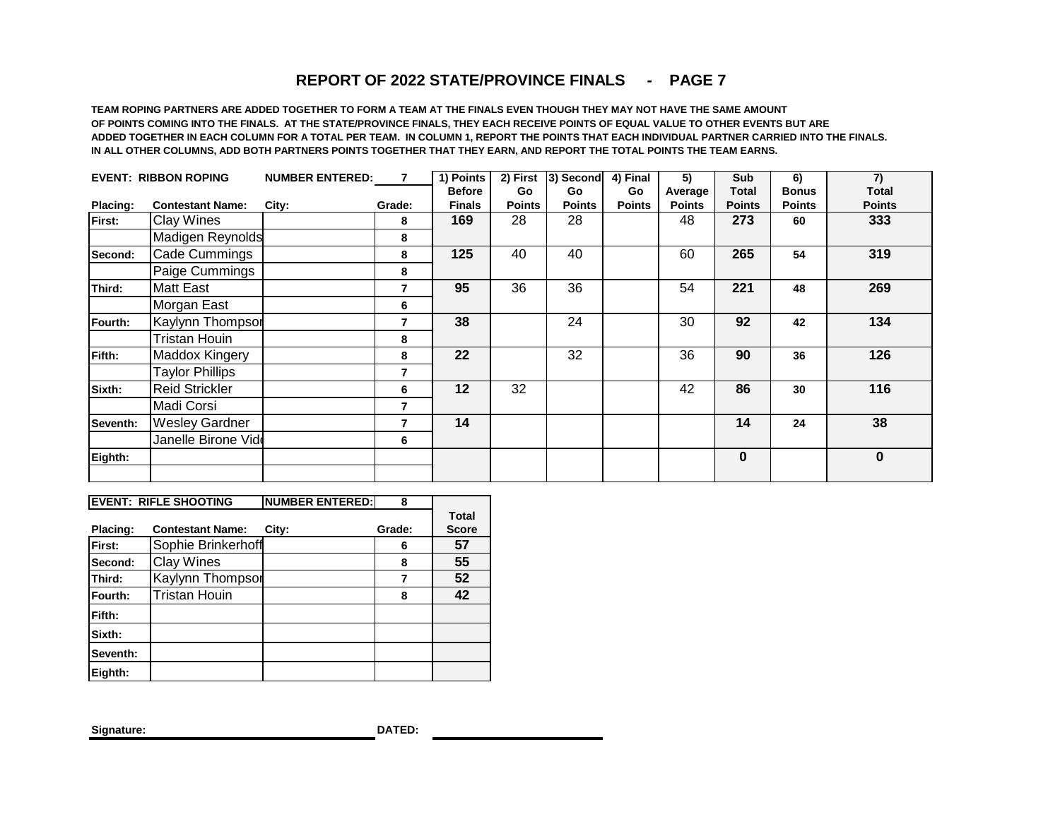## REPORT OF 2022 STATE/PROVINCE FINALS - PAGE 7

**TEAM ROPING PARTNERS ARE ADDED TOGETHER TO FORM A TEAM AT THE FINALS EVEN THOUGH THEY MAY NOT HAVE THE SAME AMOUNT OF POINTS COMING INTO THE FINALS. AT THE STATE/PROVINCE FINALS, THEY EACH RECEIVE POINTS OF EQUAL VALUE TO OTHER EVENTS BUT ARE ADDED TOGETHER IN EACH COLUMN FOR A TOTAL PER TEAM. IN COLUMN 1, REPORT THE POINTS THAT EACH INDIVIDUAL PARTNER CARRIED INTO THE FINALS. IN ALL OTHER COLUMNS, ADD BOTH PARTNERS POINTS TOGETHER THAT THEY EARN, AND REPORT THE TOTAL POINTS THE TEAM EARNS.**

| EVENT: RIBBON ROPING | | NUMBER ENTERED: | 7 | 1) Points | 2) First | 3) Second | 4) Final | 5) | Sub | 6) | 7) |
|---|---|---|---|---|---|---|---|---|---|---|---|
| **Placing:** | **Contestant Name:** | **City:** | **Grade:** | **Before Finals** | **Go Points** | **Go Points** | **Go Points** | **Average Points** | **Total Points** | **Bonus Points** | **Total Points** |
| First: | Clay Wines | | 8 | 169 | 28 | 28 | | 48 | 273 | 60 | 333 |
| | Madigen Reynolds | | 8 | | | | | | | | |
| Second: | Cade Cummings | | 8 | 125 | 40 | 40 | | 60 | 265 | 54 | 319 |
| | Paige Cummings | | 8 | | | | | | | | |
| Third: | Matt East | | 7 | 95 | 36 | 36 | | 54 | 221 | 48 | 269 |
| | Morgan East | | 6 | | | | | | | | |
| Fourth: | Kaylynn Thompson | | 7 | 38 | | 24 | | 30 | 92 | 42 | 134 |
| | Tristan Houin | | 8 | | | | | | | | |
| Fifth: | Maddox Kingery | | 8 | 22 | | 32 | | 36 | 90 | 36 | 126 |
| | Taylor Phillips | | 7 | | | | | | | | |
| Sixth: | Reid Strickler | | 6 | 12 | 32 | | | 42 | 86 | 30 | 116 |
| | Madi Corsi | | 7 | | | | | | | | |
| Seventh: | Wesley Gardner | | 7 | 14 | | | | | 14 | 24 | 38 |
| | Janelle Birone Vid | | 6 | | | | | | | | |
| Eighth: | | | | | | | | | 0 | | 0 |
| | | | | | | | | | | | |

| EVENT: RIFLE SHOOTING | | NUMBER ENTERED: | 8 | |
|---|---|---|---|---|
| **Placing:** | **Contestant Name:** | **City:** | **Grade:** | **Total Score** |
| First: | Sophie Brinkerhoff | | 6 | 57 |
| Second: | Clay Wines | | 8 | 55 |
| Third: | Kaylynn Thompson | | 7 | 52 |
| Fourth: | Tristan Houin | | 8 | 42 |
| Fifth: | | | | |
| Sixth: | | | | |
| Seventh: | | | | |
| Eighth: | | | | |

**Signature:** ______________________ **DATED:** ______________